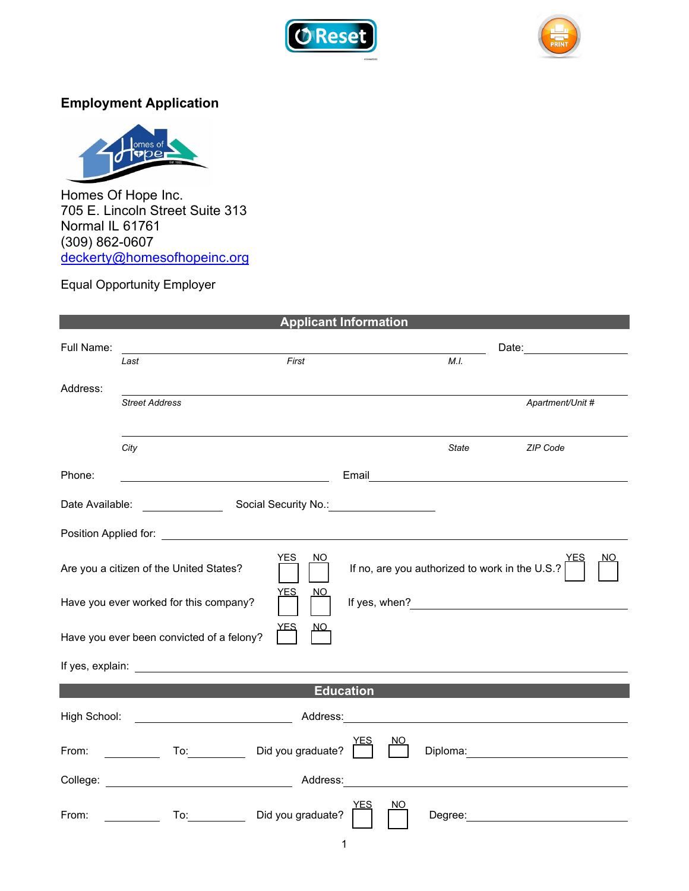Reset PRINT

## Employment Application

Homes Of Hope Inc.
705 E. Lincoln Street Suite 313
Normal IL 61761
(309) 862-0607
deckerty@homesofhopeinc.org

Equal Opportunity Employer

### Applicant Information

Full Name: ______________________________ Date: __________

*Last* *First* *M.I.*

Address: ______________________________

*Street Address* *Apartment/Unit #*

______________________________

*City* *State* *ZIP Code*

Phone: ______________ Email ______________

Date Available: __________ Social Security No.: __________

Position Applied for: ______________________________

Are you a citizen of the United States? YES ☐ NO ☐ If no, are you authorized to work in the U.S.? YES ☐ NO ☐

Have you ever worked for this company? YES ☐ NO ☐ If yes, when? ______________

Have you ever been convicted of a felony? YES ☐ NO ☐

If yes, explain: ______________________________

### Education

High School: ______________ Address: ______________

From: ________ To: ________ Did you graduate? YES ☐ NO ☐ Diploma: ______________

College: ______________ Address: ______________

From: ________ To: ________ Did you graduate? YES ☐ NO ☐ Degree: ______________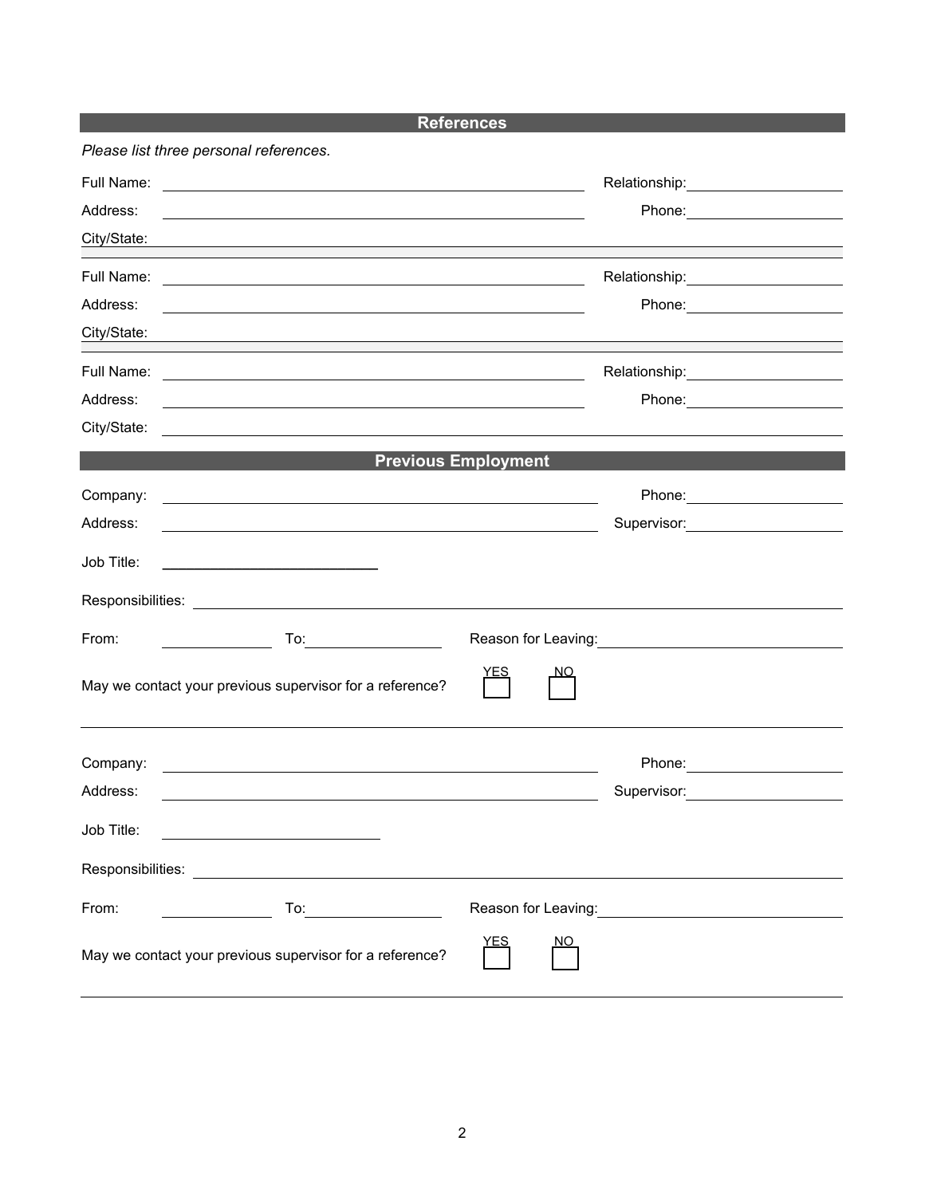## References

*Please list three personal references.*

Full Name: \_\_\_\_\_\_\_\_\_\_\_\_\_\_\_\_\_\_\_\_ Relationship: \_\_\_\_\_\_\_\_\_\_

Address: \_\_\_\_\_\_\_\_\_\_\_\_\_\_\_\_\_\_\_\_ Phone: \_\_\_\_\_\_\_\_\_\_

City/State: \_\_\_\_\_\_\_\_\_\_\_\_\_\_\_\_\_\_\_\_

---

Full Name: \_\_\_\_\_\_\_\_\_\_\_\_\_\_\_\_\_\_\_\_ Relationship: \_\_\_\_\_\_\_\_\_\_

Address: \_\_\_\_\_\_\_\_\_\_\_\_\_\_\_\_\_\_\_\_ Phone: \_\_\_\_\_\_\_\_\_\_

City/State: \_\_\_\_\_\_\_\_\_\_\_\_\_\_\_\_\_\_\_\_

---

Full Name: \_\_\_\_\_\_\_\_\_\_\_\_\_\_\_\_\_\_\_\_ Relationship: \_\_\_\_\_\_\_\_\_\_

Address: \_\_\_\_\_\_\_\_\_\_\_\_\_\_\_\_\_\_\_\_ Phone: \_\_\_\_\_\_\_\_\_\_

City/State: \_\_\_\_\_\_\_\_\_\_\_\_\_\_\_\_\_\_\_\_

## Previous Employment

Company: \_\_\_\_\_\_\_\_\_\_\_\_\_\_\_\_\_\_\_\_ Phone: \_\_\_\_\_\_\_\_\_\_

Address: \_\_\_\_\_\_\_\_\_\_\_\_\_\_\_\_\_\_\_\_ Supervisor: \_\_\_\_\_\_\_\_\_\_

Job Title: \_\_\_\_\_\_\_\_\_\_\_\_\_\_\_\_\_\_\_\_

Responsibilities: \_\_\_\_\_\_\_\_\_\_\_\_\_\_\_\_\_\_\_\_

From: \_\_\_\_\_\_\_\_\_\_ To: \_\_\_\_\_\_\_\_\_\_ Reason for Leaving: \_\_\_\_\_\_\_\_\_\_

May we contact your previous supervisor for a reference? ☐ YES ☐ NO

---

Company: \_\_\_\_\_\_\_\_\_\_\_\_\_\_\_\_\_\_\_\_ Phone: \_\_\_\_\_\_\_\_\_\_

Address: \_\_\_\_\_\_\_\_\_\_\_\_\_\_\_\_\_\_\_\_ Supervisor: \_\_\_\_\_\_\_\_\_\_

Job Title: \_\_\_\_\_\_\_\_\_\_\_\_\_\_\_\_\_\_\_\_

Responsibilities: \_\_\_\_\_\_\_\_\_\_\_\_\_\_\_\_\_\_\_\_

From: \_\_\_\_\_\_\_\_\_\_ To: \_\_\_\_\_\_\_\_\_\_ Reason for Leaving: \_\_\_\_\_\_\_\_\_\_

May we contact your previous supervisor for a reference? ☐ YES ☐ NO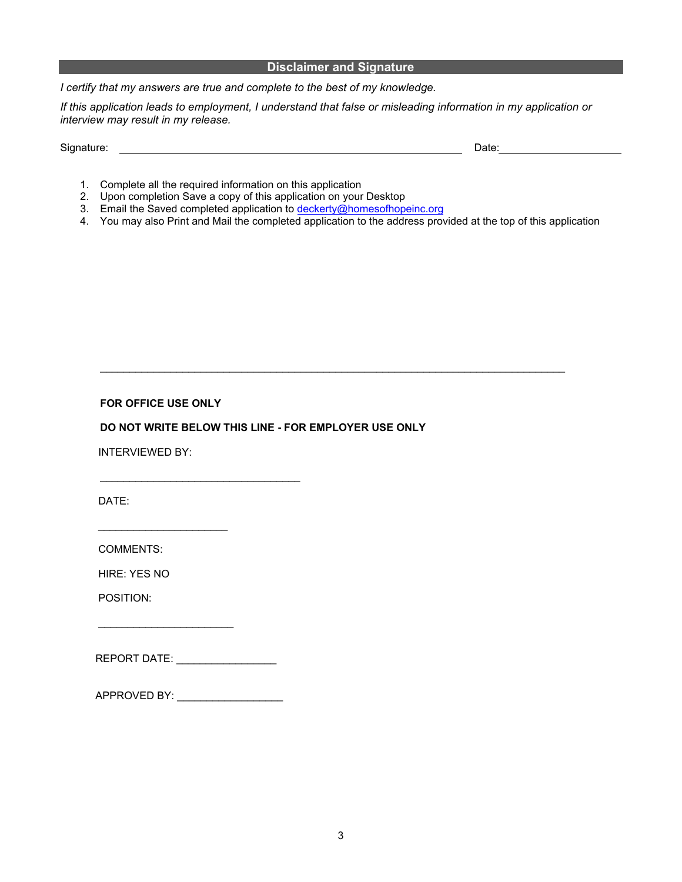## Disclaimer and Signature

*I certify that my answers are true and complete to the best of my knowledge.*

*If this application leads to employment, I understand that false or misleading information in my application or interview may result in my release.*

Signature: ______________________________________________ Date: ____________________

1. Complete all the required information on this application
2. Upon completion Save a copy of this application on your Desktop
3. Email the Saved completed application to deckerty@homesofhopeinc.org
4. You may also Print and Mail the completed application to the address provided at the top of this application

---

**FOR OFFICE USE ONLY**

**DO NOT WRITE BELOW THIS LINE - FOR EMPLOYER USE ONLY**

INTERVIEWED BY:

________________________________

DATE:

_____________________

COMMENTS:

HIRE: YES NO

POSITION:

______________________

REPORT DATE: ________________

APPROVED BY: _________________